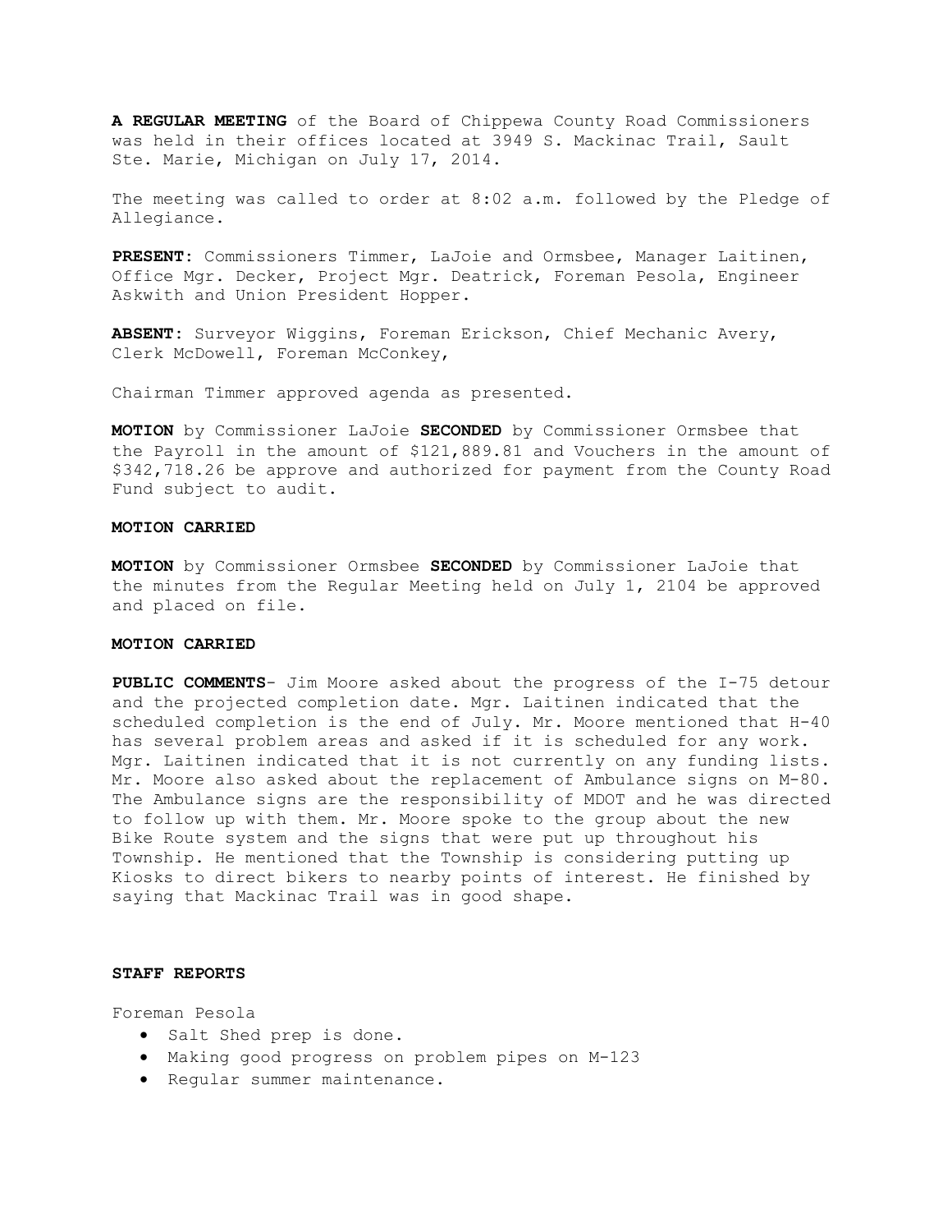**A REGULAR MEETING** of the Board of Chippewa County Road Commissioners was held in their offices located at 3949 S. Mackinac Trail, Sault Ste. Marie, Michigan on July 17, 2014.

The meeting was called to order at 8:02 a.m. followed by the Pledge of Allegiance.

**PRESENT**: Commissioners Timmer, LaJoie and Ormsbee, Manager Laitinen, Office Mgr. Decker, Project Mgr. Deatrick, Foreman Pesola, Engineer Askwith and Union President Hopper.

**ABSENT**: Surveyor Wiggins, Foreman Erickson, Chief Mechanic Avery, Clerk McDowell, Foreman McConkey,

Chairman Timmer approved agenda as presented.

**MOTION** by Commissioner LaJoie **SECONDED** by Commissioner Ormsbee that the Payroll in the amount of $121,889.81 and Vouchers in the amount of $342,718.26 be approve and authorized for payment from the County Road Fund subject to audit.

**MOTION CARRIED**

**MOTION** by Commissioner Ormsbee **SECONDED** by Commissioner LaJoie that the minutes from the Regular Meeting held on July 1, 2104 be approved and placed on file.

**MOTION CARRIED**

**PUBLIC COMMENTS**- Jim Moore asked about the progress of the I-75 detour and the projected completion date. Mgr. Laitinen indicated that the scheduled completion is the end of July. Mr. Moore mentioned that H-40 has several problem areas and asked if it is scheduled for any work. Mgr. Laitinen indicated that it is not currently on any funding lists. Mr. Moore also asked about the replacement of Ambulance signs on M-80. The Ambulance signs are the responsibility of MDOT and he was directed to follow up with them. Mr. Moore spoke to the group about the new Bike Route system and the signs that were put up throughout his Township. He mentioned that the Township is considering putting up Kiosks to direct bikers to nearby points of interest. He finished by saying that Mackinac Trail was in good shape.

**STAFF REPORTS**

Foreman Pesola

- Salt Shed prep is done.
- Making good progress on problem pipes on M-123
- Regular summer maintenance.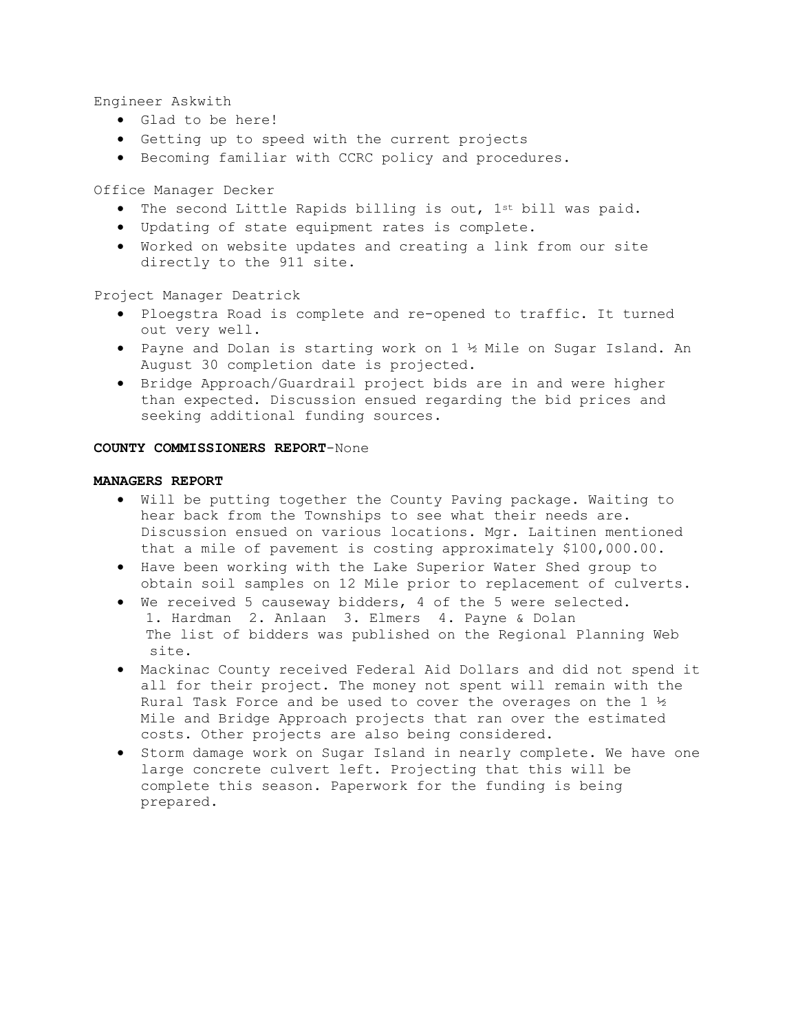Engineer Askwith

- Glad to be here!
- Getting up to speed with the current projects
- Becoming familiar with CCRC policy and procedures.

Office Manager Decker

- The second Little Rapids billing is out, 1st bill was paid.
- Updating of state equipment rates is complete.
- Worked on website updates and creating a link from our site directly to the 911 site.

Project Manager Deatrick

- Ploegstra Road is complete and re-opened to traffic. It turned out very well.
- Payne and Dolan is starting work on 1 ½ Mile on Sugar Island. An August 30 completion date is projected.
- Bridge Approach/Guardrail project bids are in and were higher than expected. Discussion ensued regarding the bid prices and seeking additional funding sources.

**COUNTY COMMISSIONERS REPORT**-None

**MANAGERS REPORT**

- Will be putting together the County Paving package. Waiting to hear back from the Townships to see what their needs are. Discussion ensued on various locations. Mgr. Laitinen mentioned that a mile of pavement is costing approximately $100,000.00.
- Have been working with the Lake Superior Water Shed group to obtain soil samples on 12 Mile prior to replacement of culverts.
- We received 5 causeway bidders, 4 of the 5 were selected.
  1. Hardman 2. Anlaan 3. Elmers 4. Payne & Dolan
  The list of bidders was published on the Regional Planning Web site.
- Mackinac County received Federal Aid Dollars and did not spend it all for their project. The money not spent will remain with the Rural Task Force and be used to cover the overages on the 1 ½ Mile and Bridge Approach projects that ran over the estimated costs. Other projects are also being considered.
- Storm damage work on Sugar Island in nearly complete. We have one large concrete culvert left. Projecting that this will be complete this season. Paperwork for the funding is being prepared.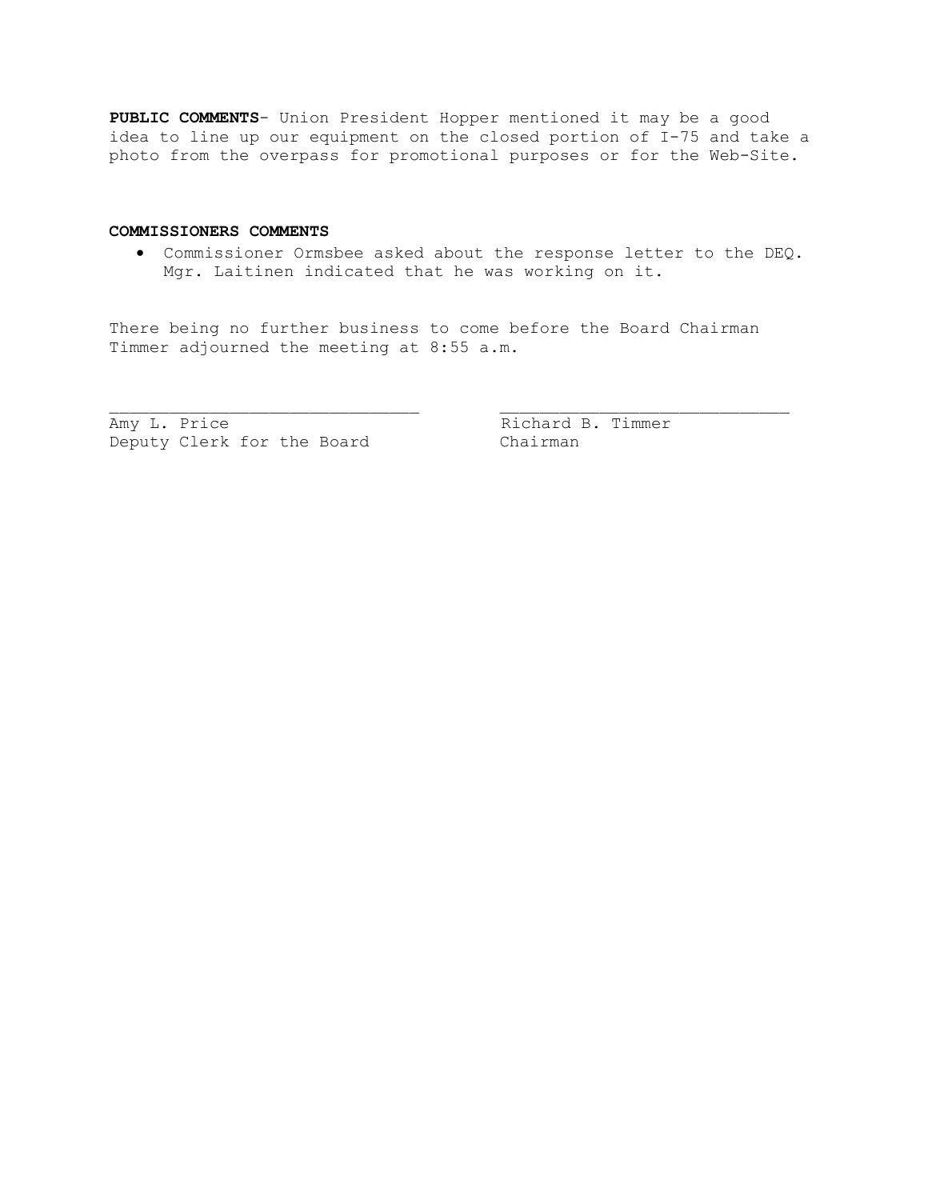**PUBLIC COMMENTS**- Union President Hopper mentioned it may be a good idea to line up our equipment on the closed portion of I-75 and take a photo from the overpass for promotional purposes or for the Web-Site.

**COMMISSIONERS COMMENTS**

- Commissioner Ormsbee asked about the response letter to the DEQ. Mgr. Laitinen indicated that he was working on it.

There being no further business to come before the Board Chairman Timmer adjourned the meeting at 8:55 a.m.

| | |
|---|---|
| ______________________________ | ______________________________ |
| Amy L. Price | Richard B. Timmer |
| Deputy Clerk for the Board | Chairman |